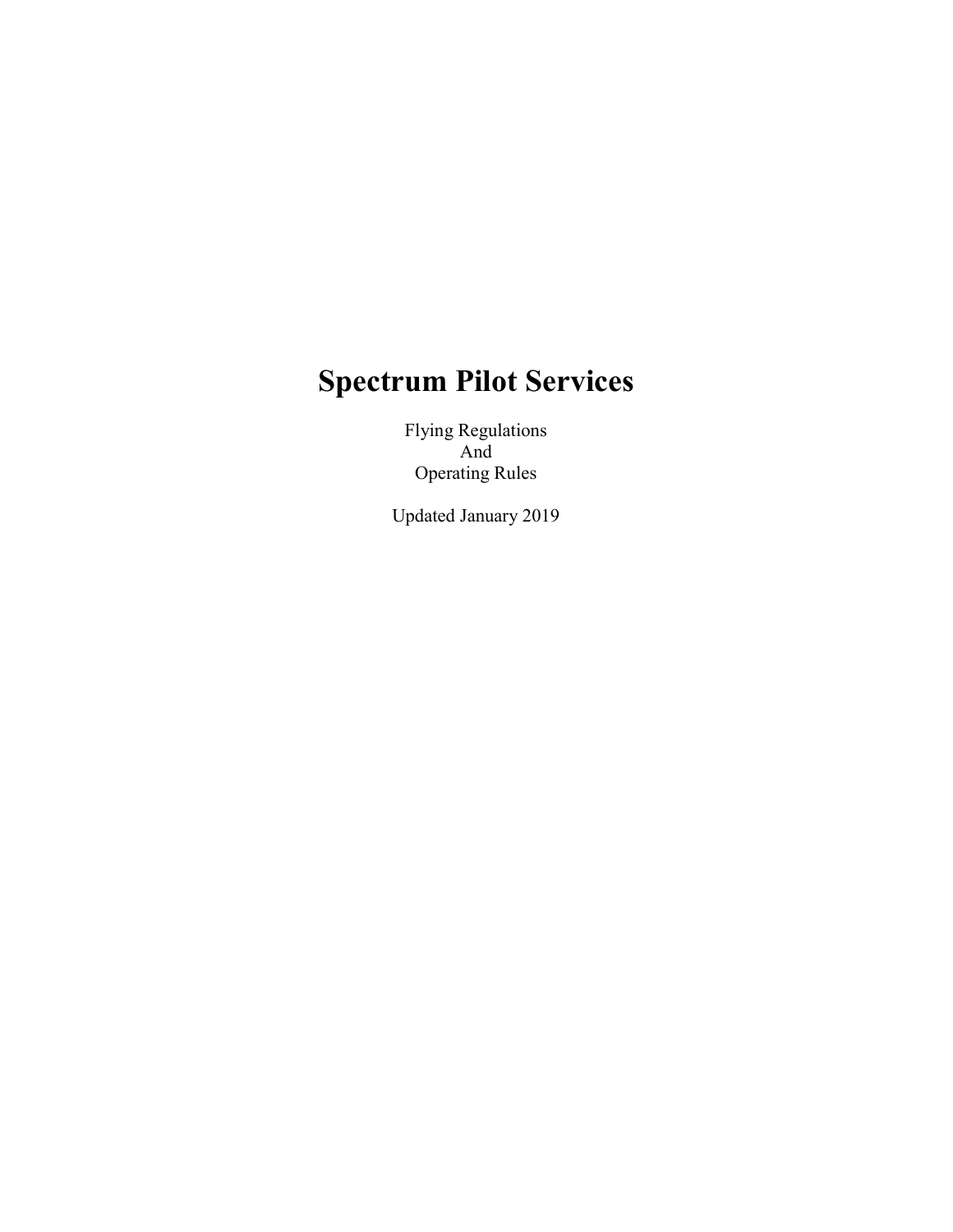# Spectrum Pilot Services

Flying Regulations
And
Operating Rules

Updated January 2019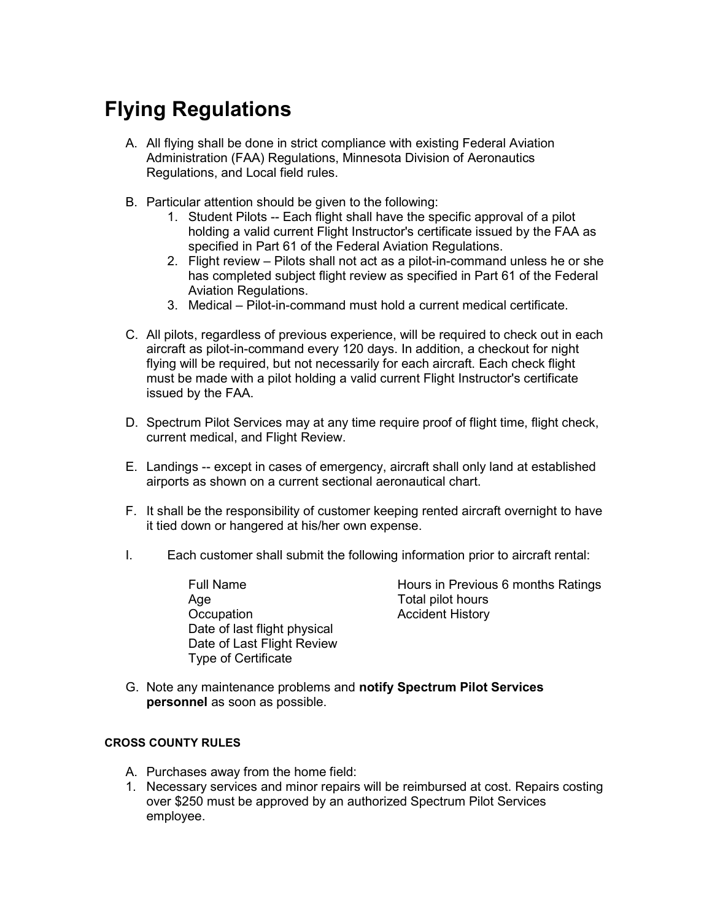# Flying Regulations

A. All flying shall be done in strict compliance with existing Federal Aviation Administration (FAA) Regulations, Minnesota Division of Aeronautics Regulations, and Local field rules.

B. Particular attention should be given to the following:
   1. Student Pilots -- Each flight shall have the specific approval of a pilot holding a valid current Flight Instructor's certificate issued by the FAA as specified in Part 61 of the Federal Aviation Regulations.
   2. Flight review – Pilots shall not act as a pilot-in-command unless he or she has completed subject flight review as specified in Part 61 of the Federal Aviation Regulations.
   3. Medical – Pilot-in-command must hold a current medical certificate.

C. All pilots, regardless of previous experience, will be required to check out in each aircraft as pilot-in-command every 120 days. In addition, a checkout for night flying will be required, but not necessarily for each aircraft. Each check flight must be made with a pilot holding a valid current Flight Instructor's certificate issued by the FAA.

D. Spectrum Pilot Services may at any time require proof of flight time, flight check, current medical, and Flight Review.

E. Landings -- except in cases of emergency, aircraft shall only land at established airports as shown on a current sectional aeronautical chart.

F. It shall be the responsibility of customer keeping rented aircraft overnight to have it tied down or hangered at his/her own expense.

I. Each customer shall submit the following information prior to aircraft rental:

   Full Name
   Age
   Occupation
   Date of last flight physical
   Date of Last Flight Review
   Type of Certificate
   Hours in Previous 6 months Ratings
   Total pilot hours
   Accident History

G. Note any maintenance problems and **notify Spectrum Pilot Services personnel** as soon as possible.

#### CROSS COUNTY RULES

A. Purchases away from the home field:
1. Necessary services and minor repairs will be reimbursed at cost. Repairs costing over $250 must be approved by an authorized Spectrum Pilot Services employee.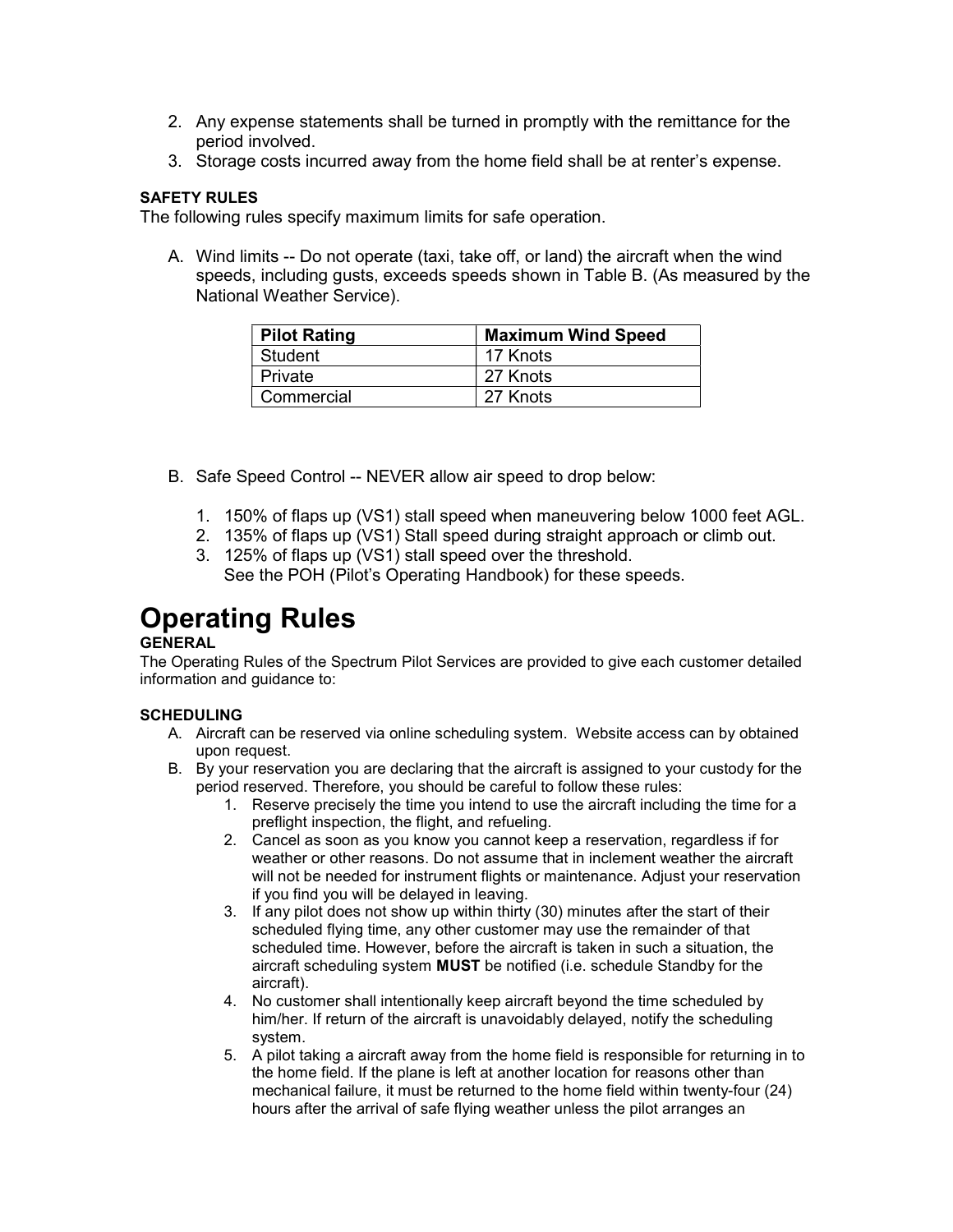2. Any expense statements shall be turned in promptly with the remittance for the period involved.
3. Storage costs incurred away from the home field shall be at renter's expense.

**SAFETY RULES**

The following rules specify maximum limits for safe operation.

A. Wind limits -- Do not operate (taxi, take off, or land) the aircraft when the wind speeds, including gusts, exceeds speeds shown in Table B. (As measured by the National Weather Service).

| Pilot Rating | Maximum Wind Speed |
| --- | --- |
| Student | 17 Knots |
| Private | 27 Knots |
| Commercial | 27 Knots |

B. Safe Speed Control -- NEVER allow air speed to drop below:

1. 150% of flaps up (VS1) stall speed when maneuvering below 1000 feet AGL.
2. 135% of flaps up (VS1) Stall speed during straight approach or climb out.
3. 125% of flaps up (VS1) stall speed over the threshold.
   See the POH (Pilot's Operating Handbook) for these speeds.

# Operating Rules

**GENERAL**

The Operating Rules of the Spectrum Pilot Services are provided to give each customer detailed information and guidance to:

**SCHEDULING**

A. Aircraft can be reserved via online scheduling system. Website access can by obtained upon request.
B. By your reservation you are declaring that the aircraft is assigned to your custody for the period reserved. Therefore, you should be careful to follow these rules:
   1. Reserve precisely the time you intend to use the aircraft including the time for a preflight inspection, the flight, and refueling.
   2. Cancel as soon as you know you cannot keep a reservation, regardless if for weather or other reasons. Do not assume that in inclement weather the aircraft will not be needed for instrument flights or maintenance. Adjust your reservation if you find you will be delayed in leaving.
   3. If any pilot does not show up within thirty (30) minutes after the start of their scheduled flying time, any other customer may use the remainder of that scheduled time. However, before the aircraft is taken in such a situation, the aircraft scheduling system **MUST** be notified (i.e. schedule Standby for the aircraft).
   4. No customer shall intentionally keep aircraft beyond the time scheduled by him/her. If return of the aircraft is unavoidably delayed, notify the scheduling system.
   5. A pilot taking a aircraft away from the home field is responsible for returning in to the home field. If the plane is left at another location for reasons other than mechanical failure, it must be returned to the home field within twenty-four (24) hours after the arrival of safe flying weather unless the pilot arranges an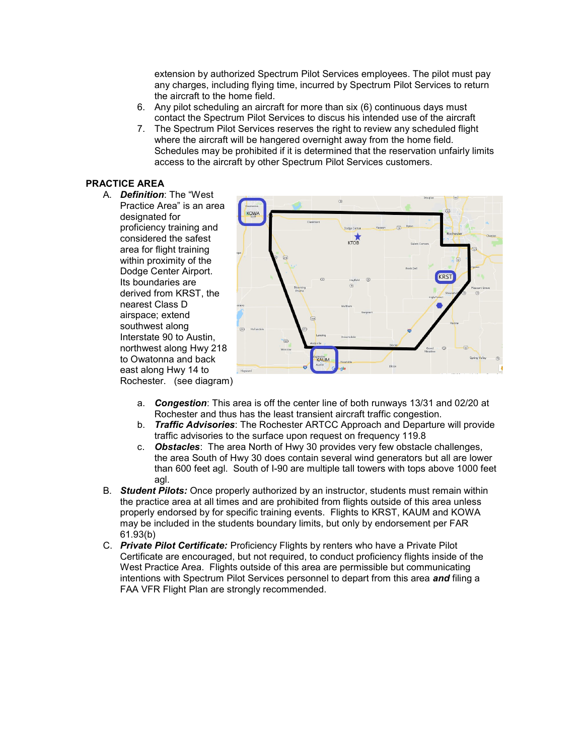extension by authorized Spectrum Pilot Services employees. The pilot must pay any charges, including flying time, incurred by Spectrum Pilot Services to return the aircraft to the home field.

6. Any pilot scheduling an aircraft for more than six (6) continuous days must contact the Spectrum Pilot Services to discus his intended use of the aircraft
7. The Spectrum Pilot Services reserves the right to review any scheduled flight where the aircraft will be hangered overnight away from the home field. Schedules may be prohibited if it is determined that the reservation unfairly limits access to the aircraft by other Spectrum Pilot Services customers.

**PRACTICE AREA**

A. ***Definition***: The "West Practice Area" is an area designated for proficiency training and considered the safest area for flight training within proximity of the Dodge Center Airport. Its boundaries are derived from KRST, the nearest Class D airspace; extend southwest along Interstate 90 to Austin, northwest along Hwy 218 to Owatonna and back east along Hwy 14 to Rochester. (see diagram)

KOWA
KTOB
KRST
KAUM

   a. ***Congestion***: This area is off the center line of both runways 13/31 and 02/20 at Rochester and thus has the least transient aircraft traffic congestion.
   b. ***Traffic Advisories***: The Rochester ARTCC Approach and Departure will provide traffic advisories to the surface upon request on frequency 119.8
   c. ***Obstacles***: The area North of Hwy 30 provides very few obstacle challenges, the area South of Hwy 30 does contain several wind generators but all are lower than 600 feet agl. South of I-90 are multiple tall towers with tops above 1000 feet agl.

B. ***Student Pilots:*** Once properly authorized by an instructor, students must remain within the practice area at all times and are prohibited from flights outside of this area unless properly endorsed by for specific training events. Flights to KRST, KAUM and KOWA may be included in the students boundary limits, but only by endorsement per FAR 61.93(b)

C. ***Private Pilot Certificate:*** Proficiency Flights by renters who have a Private Pilot Certificate are encouraged, but not required, to conduct proficiency flights inside of the West Practice Area. Flights outside of this area are permissible but communicating intentions with Spectrum Pilot Services personnel to depart from this area ***and*** filing a FAA VFR Flight Plan are strongly recommended.